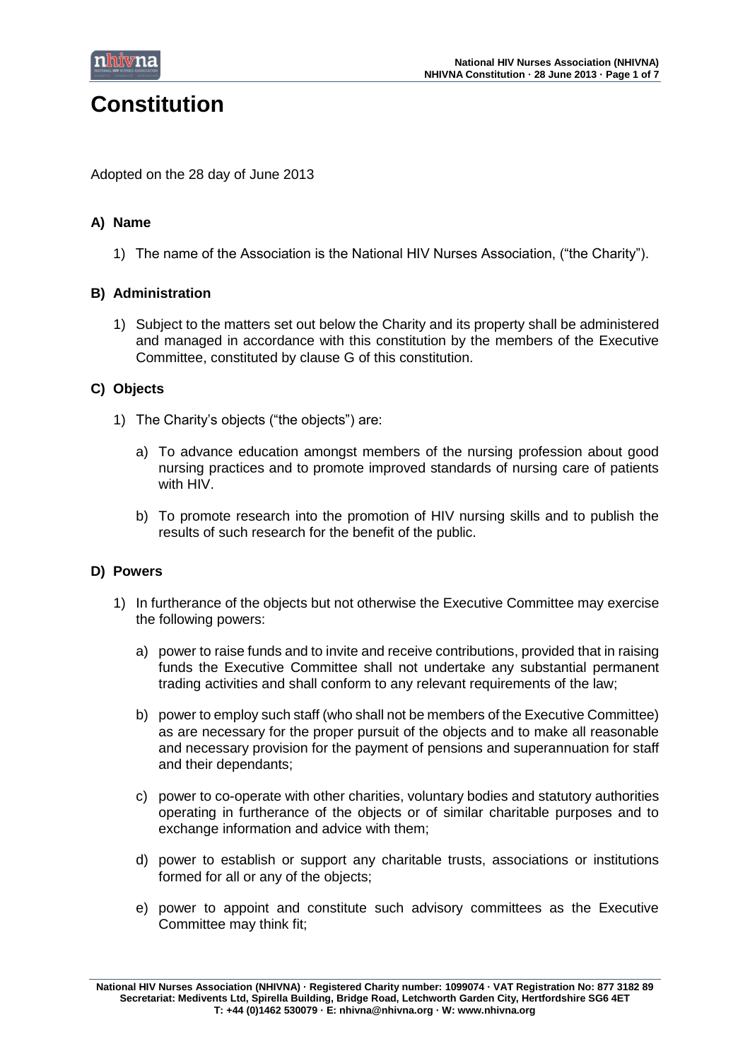# Constitution

Adopted on the 28 day of June 2013

## A) Name

1) The name of the Association is the National HIV Nurses Association, ("the Charity").

## B) Administration

1) Subject to the matters set out below the Charity and its property shall be administered and managed in accordance with this constitution by the members of the Executive Committee, constituted by clause G of this constitution.

## C) Objects

1) The Charity's objects ("the objects") are:

   a) To advance education amongst members of the nursing profession about good nursing practices and to promote improved standards of nursing care of patients with HIV.

   b) To promote research into the promotion of HIV nursing skills and to publish the results of such research for the benefit of the public.

## D) Powers

1) In furtherance of the objects but not otherwise the Executive Committee may exercise the following powers:

   a) power to raise funds and to invite and receive contributions, provided that in raising funds the Executive Committee shall not undertake any substantial permanent trading activities and shall conform to any relevant requirements of the law;

   b) power to employ such staff (who shall not be members of the Executive Committee) as are necessary for the proper pursuit of the objects and to make all reasonable and necessary provision for the payment of pensions and superannuation for staff and their dependants;

   c) power to co-operate with other charities, voluntary bodies and statutory authorities operating in furtherance of the objects or of similar charitable purposes and to exchange information and advice with them;

   d) power to establish or support any charitable trusts, associations or institutions formed for all or any of the objects;

   e) power to appoint and constitute such advisory committees as the Executive Committee may think fit;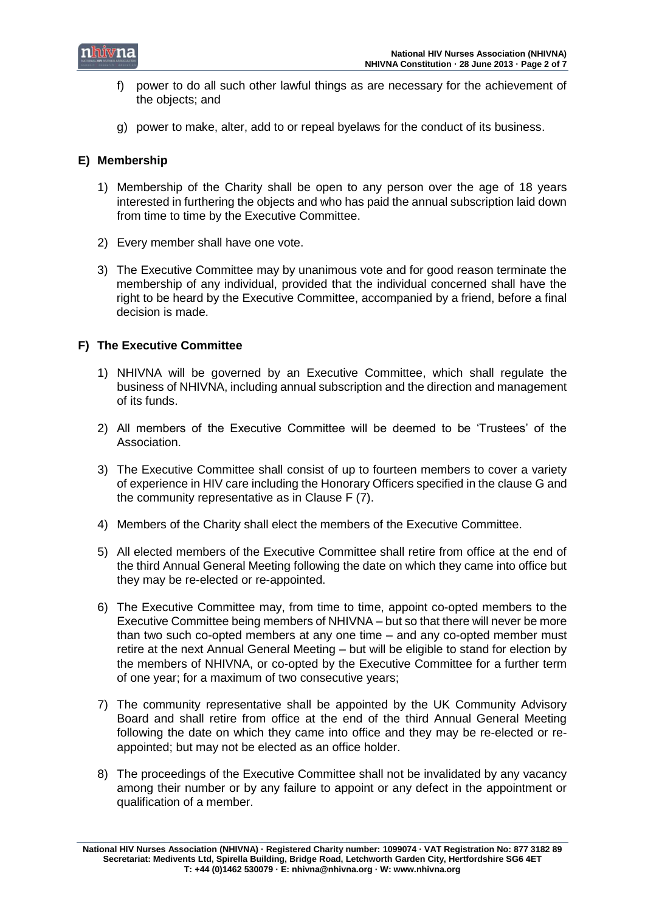f) power to do all such other lawful things as are necessary for the achievement of the objects; and

g) power to make, alter, add to or repeal byelaws for the conduct of its business.

## E) Membership

1) Membership of the Charity shall be open to any person over the age of 18 years interested in furthering the objects and who has paid the annual subscription laid down from time to time by the Executive Committee.

2) Every member shall have one vote.

3) The Executive Committee may by unanimous vote and for good reason terminate the membership of any individual, provided that the individual concerned shall have the right to be heard by the Executive Committee, accompanied by a friend, before a final decision is made.

## F) The Executive Committee

1) NHIVNA will be governed by an Executive Committee, which shall regulate the business of NHIVNA, including annual subscription and the direction and management of its funds.

2) All members of the Executive Committee will be deemed to be 'Trustees' of the Association.

3) The Executive Committee shall consist of up to fourteen members to cover a variety of experience in HIV care including the Honorary Officers specified in the clause G and the community representative as in Clause F (7).

4) Members of the Charity shall elect the members of the Executive Committee.

5) All elected members of the Executive Committee shall retire from office at the end of the third Annual General Meeting following the date on which they came into office but they may be re-elected or re-appointed.

6) The Executive Committee may, from time to time, appoint co-opted members to the Executive Committee being members of NHIVNA – but so that there will never be more than two such co-opted members at any one time – and any co-opted member must retire at the next Annual General Meeting – but will be eligible to stand for election by the members of NHIVNA, or co-opted by the Executive Committee for a further term of one year; for a maximum of two consecutive years;

7) The community representative shall be appointed by the UK Community Advisory Board and shall retire from office at the end of the third Annual General Meeting following the date on which they came into office and they may be re-elected or re-appointed; but may not be elected as an office holder.

8) The proceedings of the Executive Committee shall not be invalidated by any vacancy among their number or by any failure to appoint or any defect in the appointment or qualification of a member.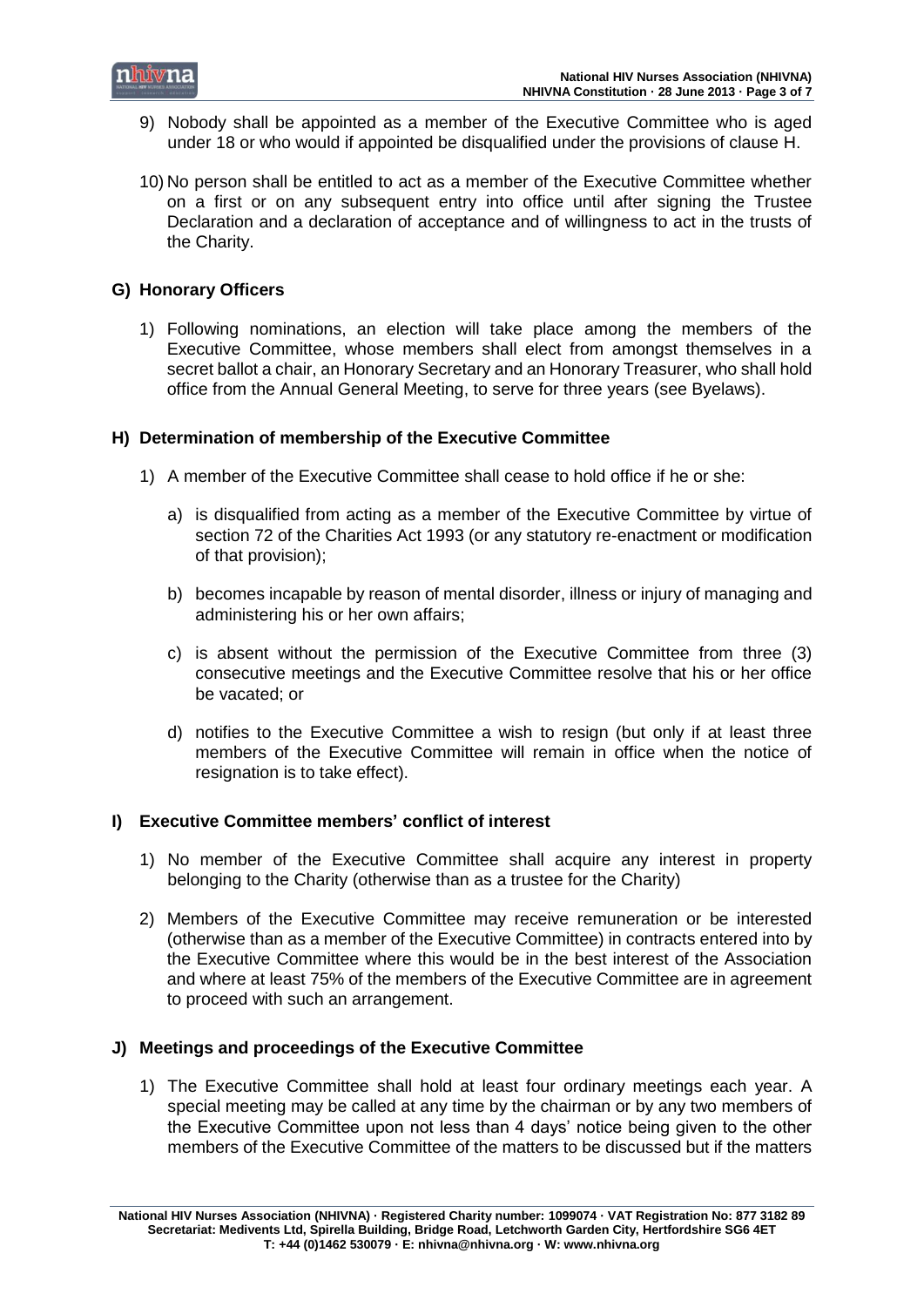9) Nobody shall be appointed as a member of the Executive Committee who is aged under 18 or who would if appointed be disqualified under the provisions of clause H.

10) No person shall be entitled to act as a member of the Executive Committee whether on a first or on any subsequent entry into office until after signing the Trustee Declaration and a declaration of acceptance and of willingness to act in the trusts of the Charity.

## G) Honorary Officers

1) Following nominations, an election will take place among the members of the Executive Committee, whose members shall elect from amongst themselves in a secret ballot a chair, an Honorary Secretary and an Honorary Treasurer, who shall hold office from the Annual General Meeting, to serve for three years (see Byelaws).

## H) Determination of membership of the Executive Committee

1) A member of the Executive Committee shall cease to hold office if he or she:

   a) is disqualified from acting as a member of the Executive Committee by virtue of section 72 of the Charities Act 1993 (or any statutory re-enactment or modification of that provision);

   b) becomes incapable by reason of mental disorder, illness or injury of managing and administering his or her own affairs;

   c) is absent without the permission of the Executive Committee from three (3) consecutive meetings and the Executive Committee resolve that his or her office be vacated; or

   d) notifies to the Executive Committee a wish to resign (but only if at least three members of the Executive Committee will remain in office when the notice of resignation is to take effect).

## I) Executive Committee members' conflict of interest

1) No member of the Executive Committee shall acquire any interest in property belonging to the Charity (otherwise than as a trustee for the Charity)

2) Members of the Executive Committee may receive remuneration or be interested (otherwise than as a member of the Executive Committee) in contracts entered into by the Executive Committee where this would be in the best interest of the Association and where at least 75% of the members of the Executive Committee are in agreement to proceed with such an arrangement.

## J) Meetings and proceedings of the Executive Committee

1) The Executive Committee shall hold at least four ordinary meetings each year. A special meeting may be called at any time by the chairman or by any two members of the Executive Committee upon not less than 4 days' notice being given to the other members of the Executive Committee of the matters to be discussed but if the matters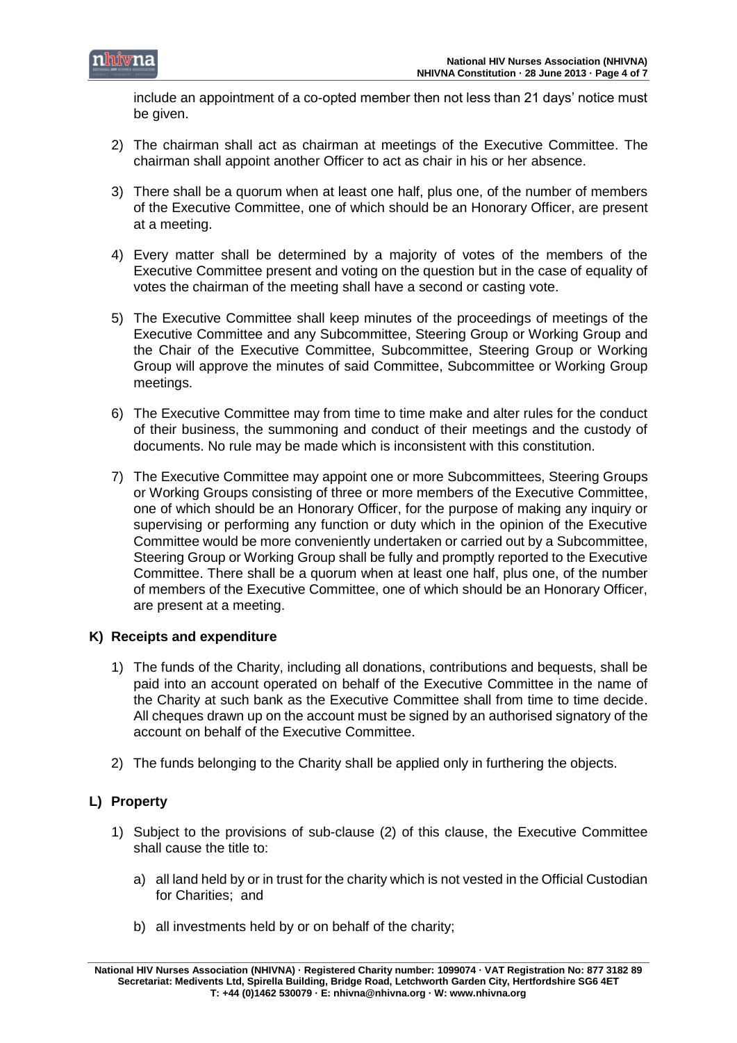include an appointment of a co-opted member then not less than 21 days' notice must be given.

2) The chairman shall act as chairman at meetings of the Executive Committee. The chairman shall appoint another Officer to act as chair in his or her absence.

3) There shall be a quorum when at least one half, plus one, of the number of members of the Executive Committee, one of which should be an Honorary Officer, are present at a meeting.

4) Every matter shall be determined by a majority of votes of the members of the Executive Committee present and voting on the question but in the case of equality of votes the chairman of the meeting shall have a second or casting vote.

5) The Executive Committee shall keep minutes of the proceedings of meetings of the Executive Committee and any Subcommittee, Steering Group or Working Group and the Chair of the Executive Committee, Subcommittee, Steering Group or Working Group will approve the minutes of said Committee, Subcommittee or Working Group meetings.

6) The Executive Committee may from time to time make and alter rules for the conduct of their business, the summoning and conduct of their meetings and the custody of documents. No rule may be made which is inconsistent with this constitution.

7) The Executive Committee may appoint one or more Subcommittees, Steering Groups or Working Groups consisting of three or more members of the Executive Committee, one of which should be an Honorary Officer, for the purpose of making any inquiry or supervising or performing any function or duty which in the opinion of the Executive Committee would be more conveniently undertaken or carried out by a Subcommittee, Steering Group or Working Group shall be fully and promptly reported to the Executive Committee. There shall be a quorum when at least one half, plus one, of the number of members of the Executive Committee, one of which should be an Honorary Officer, are present at a meeting.

## K) Receipts and expenditure

1) The funds of the Charity, including all donations, contributions and bequests, shall be paid into an account operated on behalf of the Executive Committee in the name of the Charity at such bank as the Executive Committee shall from time to time decide. All cheques drawn up on the account must be signed by an authorised signatory of the account on behalf of the Executive Committee.

2) The funds belonging to the Charity shall be applied only in furthering the objects.

## L) Property

1) Subject to the provisions of sub-clause (2) of this clause, the Executive Committee shall cause the title to:

   a) all land held by or in trust for the charity which is not vested in the Official Custodian for Charities; and

   b) all investments held by or on behalf of the charity;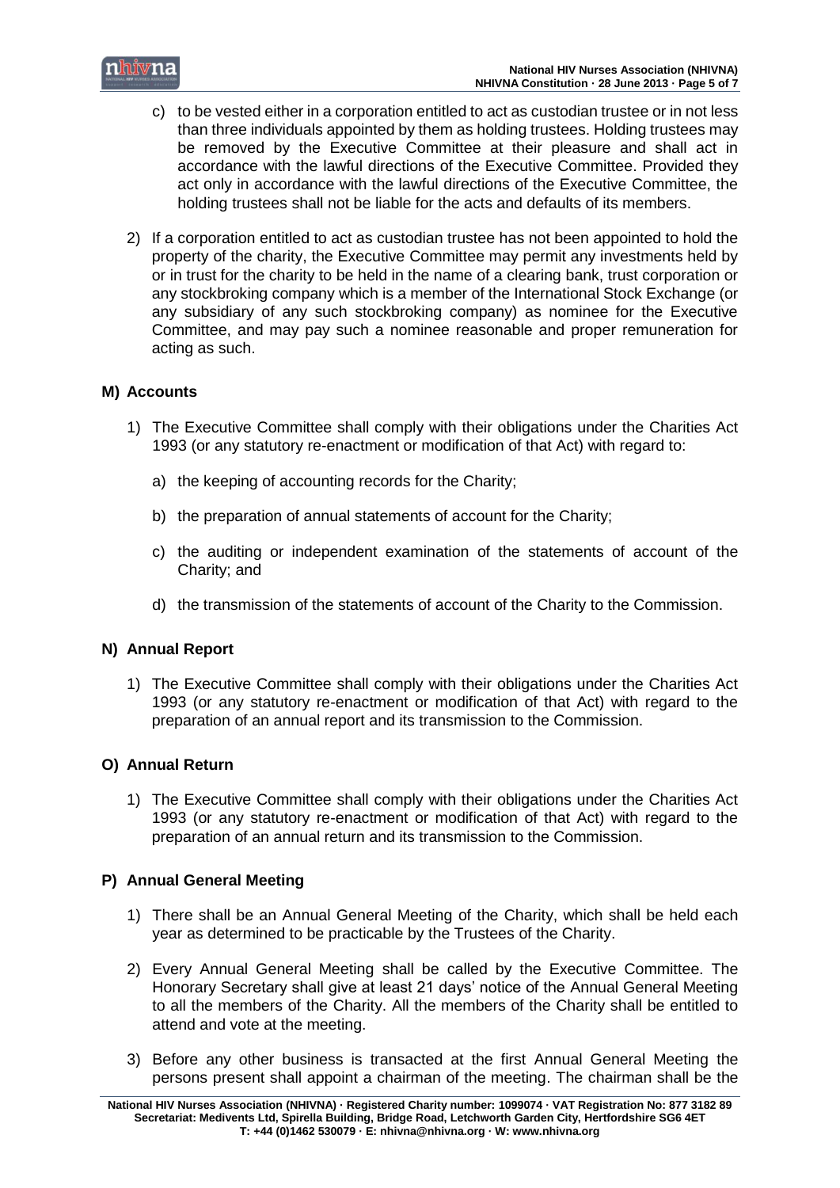c) to be vested either in a corporation entitled to act as custodian trustee or in not less than three individuals appointed by them as holding trustees. Holding trustees may be removed by the Executive Committee at their pleasure and shall act in accordance with the lawful directions of the Executive Committee. Provided they act only in accordance with the lawful directions of the Executive Committee, the holding trustees shall not be liable for the acts and defaults of its members.

2) If a corporation entitled to act as custodian trustee has not been appointed to hold the property of the charity, the Executive Committee may permit any investments held by or in trust for the charity to be held in the name of a clearing bank, trust corporation or any stockbroking company which is a member of the International Stock Exchange (or any subsidiary of any such stockbroking company) as nominee for the Executive Committee, and may pay such a nominee reasonable and proper remuneration for acting as such.

## M) Accounts

1) The Executive Committee shall comply with their obligations under the Charities Act 1993 (or any statutory re-enactment or modification of that Act) with regard to:

   a) the keeping of accounting records for the Charity;

   b) the preparation of annual statements of account for the Charity;

   c) the auditing or independent examination of the statements of account of the Charity; and

   d) the transmission of the statements of account of the Charity to the Commission.

## N) Annual Report

1) The Executive Committee shall comply with their obligations under the Charities Act 1993 (or any statutory re-enactment or modification of that Act) with regard to the preparation of an annual report and its transmission to the Commission.

## O) Annual Return

1) The Executive Committee shall comply with their obligations under the Charities Act 1993 (or any statutory re-enactment or modification of that Act) with regard to the preparation of an annual return and its transmission to the Commission.

## P) Annual General Meeting

1) There shall be an Annual General Meeting of the Charity, which shall be held each year as determined to be practicable by the Trustees of the Charity.

2) Every Annual General Meeting shall be called by the Executive Committee. The Honorary Secretary shall give at least 21 days' notice of the Annual General Meeting to all the members of the Charity. All the members of the Charity shall be entitled to attend and vote at the meeting.

3) Before any other business is transacted at the first Annual General Meeting the persons present shall appoint a chairman of the meeting. The chairman shall be the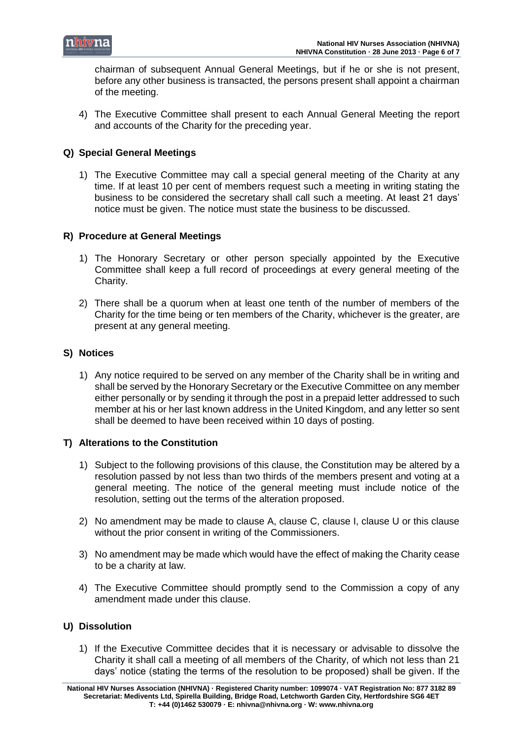chairman of subsequent Annual General Meetings, but if he or she is not present, before any other business is transacted, the persons present shall appoint a chairman of the meeting.

4) The Executive Committee shall present to each Annual General Meeting the report and accounts of the Charity for the preceding year.

## Q) Special General Meetings

1) The Executive Committee may call a special general meeting of the Charity at any time. If at least 10 per cent of members request such a meeting in writing stating the business to be considered the secretary shall call such a meeting. At least 21 days' notice must be given. The notice must state the business to be discussed.

## R) Procedure at General Meetings

1) The Honorary Secretary or other person specially appointed by the Executive Committee shall keep a full record of proceedings at every general meeting of the Charity.

2) There shall be a quorum when at least one tenth of the number of members of the Charity for the time being or ten members of the Charity, whichever is the greater, are present at any general meeting.

## S) Notices

1) Any notice required to be served on any member of the Charity shall be in writing and shall be served by the Honorary Secretary or the Executive Committee on any member either personally or by sending it through the post in a prepaid letter addressed to such member at his or her last known address in the United Kingdom, and any letter so sent shall be deemed to have been received within 10 days of posting.

## T) Alterations to the Constitution

1) Subject to the following provisions of this clause, the Constitution may be altered by a resolution passed by not less than two thirds of the members present and voting at a general meeting. The notice of the general meeting must include notice of the resolution, setting out the terms of the alteration proposed.

2) No amendment may be made to clause A, clause C, clause I, clause U or this clause without the prior consent in writing of the Commissioners.

3) No amendment may be made which would have the effect of making the Charity cease to be a charity at law.

4) The Executive Committee should promptly send to the Commission a copy of any amendment made under this clause.

## U) Dissolution

1) If the Executive Committee decides that it is necessary or advisable to dissolve the Charity it shall call a meeting of all members of the Charity, of which not less than 21 days' notice (stating the terms of the resolution to be proposed) shall be given. If the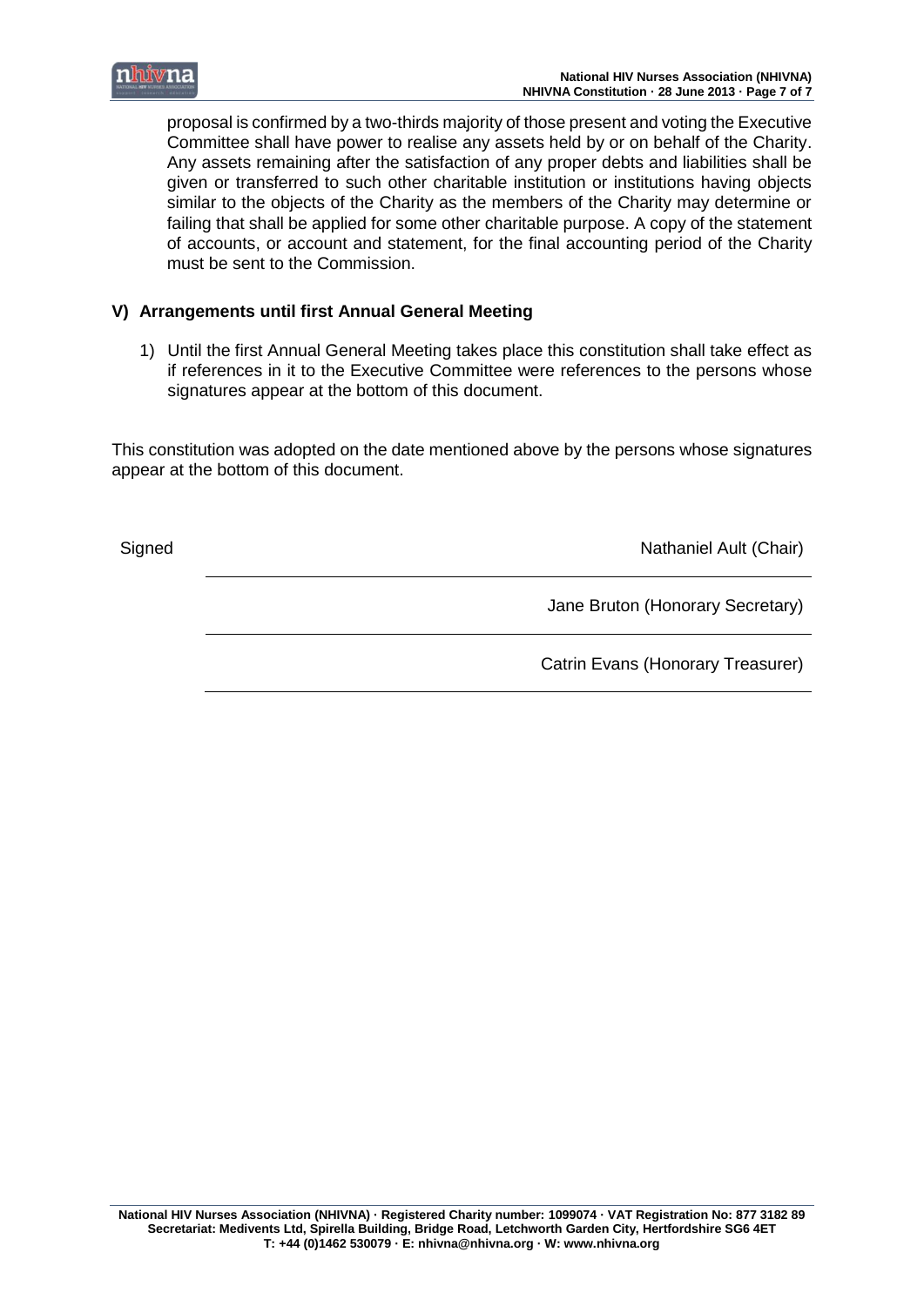proposal is confirmed by a two-thirds majority of those present and voting the Executive Committee shall have power to realise any assets held by or on behalf of the Charity. Any assets remaining after the satisfaction of any proper debts and liabilities shall be given or transferred to such other charitable institution or institutions having objects similar to the objects of the Charity as the members of the Charity may determine or failing that shall be applied for some other charitable purpose. A copy of the statement of accounts, or account and statement, for the final accounting period of the Charity must be sent to the Commission.

### V) Arrangements until first Annual General Meeting

1) Until the first Annual General Meeting takes place this constitution shall take effect as if references in it to the Executive Committee were references to the persons whose signatures appear at the bottom of this document.

This constitution was adopted on the date mentioned above by the persons whose signatures appear at the bottom of this document.

Signed

Nathaniel Ault (Chair)

Jane Bruton (Honorary Secretary)

Catrin Evans (Honorary Treasurer)